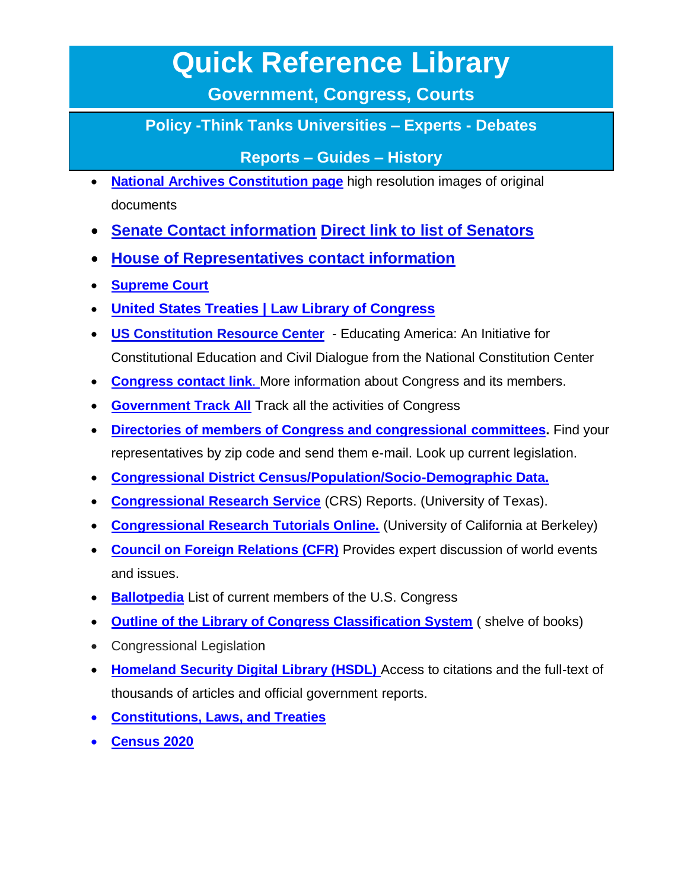# Quick Reference Library

## Government, Congress, Courts

## Policy -Think Tanks Universities – Experts - Debates

## Reports – Guides – History

- **National Archives Constitution page** high resolution images of original documents
- **Senate Contact information** **Direct link to list of Senators**
- **House of Representatives contact information**
- **Supreme Court**
- **United States Treaties | Law Library of Congress**
- **US Constitution Resource Center** - Educating America: An Initiative for Constitutional Education and Civil Dialogue from the National Constitution Center
- **Congress contact link**. More information about Congress and its members.
- **Government Track All** Track all the activities of Congress
- **Directories of members of Congress and congressional committees.** Find your representatives by zip code and send them e-mail. Look up current legislation.
- **Congressional District Census/Population/Socio-Demographic Data.**
- **Congressional Research Service** (CRS) Reports. (University of Texas).
- **Congressional Research Tutorials Online.** (University of California at Berkeley)
- **Council on Foreign Relations (CFR)** Provides expert discussion of world events and issues.
- **Ballotpedia** List of current members of the U.S. Congress
- **Outline of the Library of Congress Classification System** ( shelve of books)
- Congressional Legislation
- **Homeland Security Digital Library (HSDL)** Access to citations and the full-text of thousands of articles and official government reports.
- **Constitutions, Laws, and Treaties**
- **Census 2020**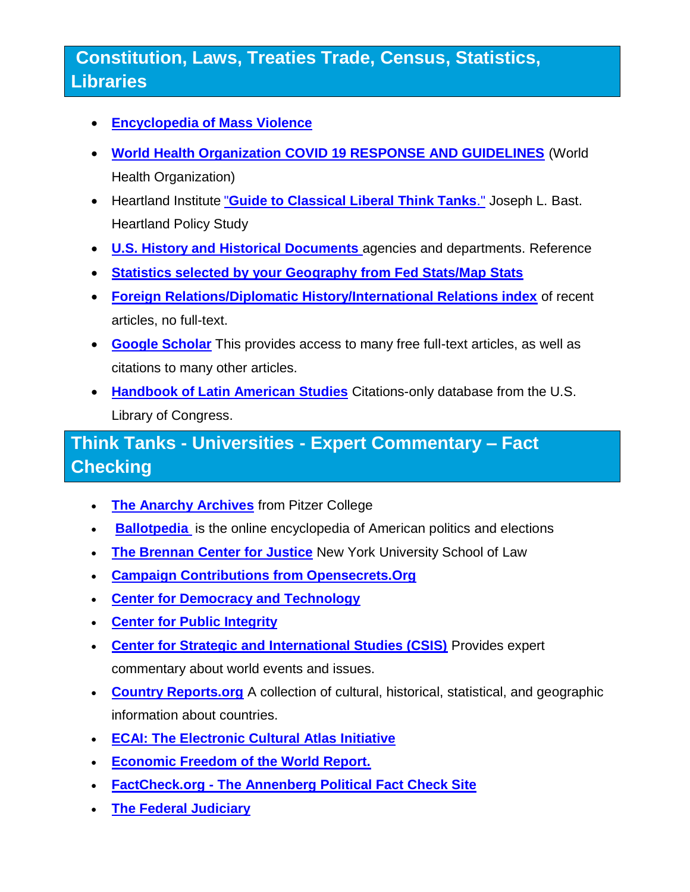## Constitution, Laws, Treaties Trade, Census, Statistics, Libraries

- **Encyclopedia of Mass Violence**
- **World Health Organization COVID 19 RESPONSE AND GUIDELINES** (World Health Organization)
- Heartland Institute **"Guide to Classical Liberal Think Tanks."** Joseph L. Bast. Heartland Policy Study
- **U.S. History and Historical Documents** agencies and departments. Reference
- **Statistics selected by your Geography from Fed Stats/Map Stats**
- **Foreign Relations/Diplomatic History/International Relations index** of recent articles, no full-text.
- **Google Scholar** This provides access to many free full-text articles, as well as citations to many other articles.
- **Handbook of Latin American Studies** Citations-only database from the U.S. Library of Congress.

## Think Tanks - Universities - Expert Commentary – Fact Checking

- **The Anarchy Archives** from Pitzer College
- **Ballotpedia** is the online encyclopedia of American politics and elections
- **The Brennan Center for Justice** New York University School of Law
- **Campaign Contributions from Opensecrets.Org**
- **Center for Democracy and Technology**
- **Center for Public Integrity**
- **Center for Strategic and International Studies (CSIS)** Provides expert commentary about world events and issues.
- **Country Reports.org** A collection of cultural, historical, statistical, and geographic information about countries.
- **ECAI: The Electronic Cultural Atlas Initiative**
- **Economic Freedom of the World Report.**
- **FactCheck.org - The Annenberg Political Fact Check Site**
- **The Federal Judiciary**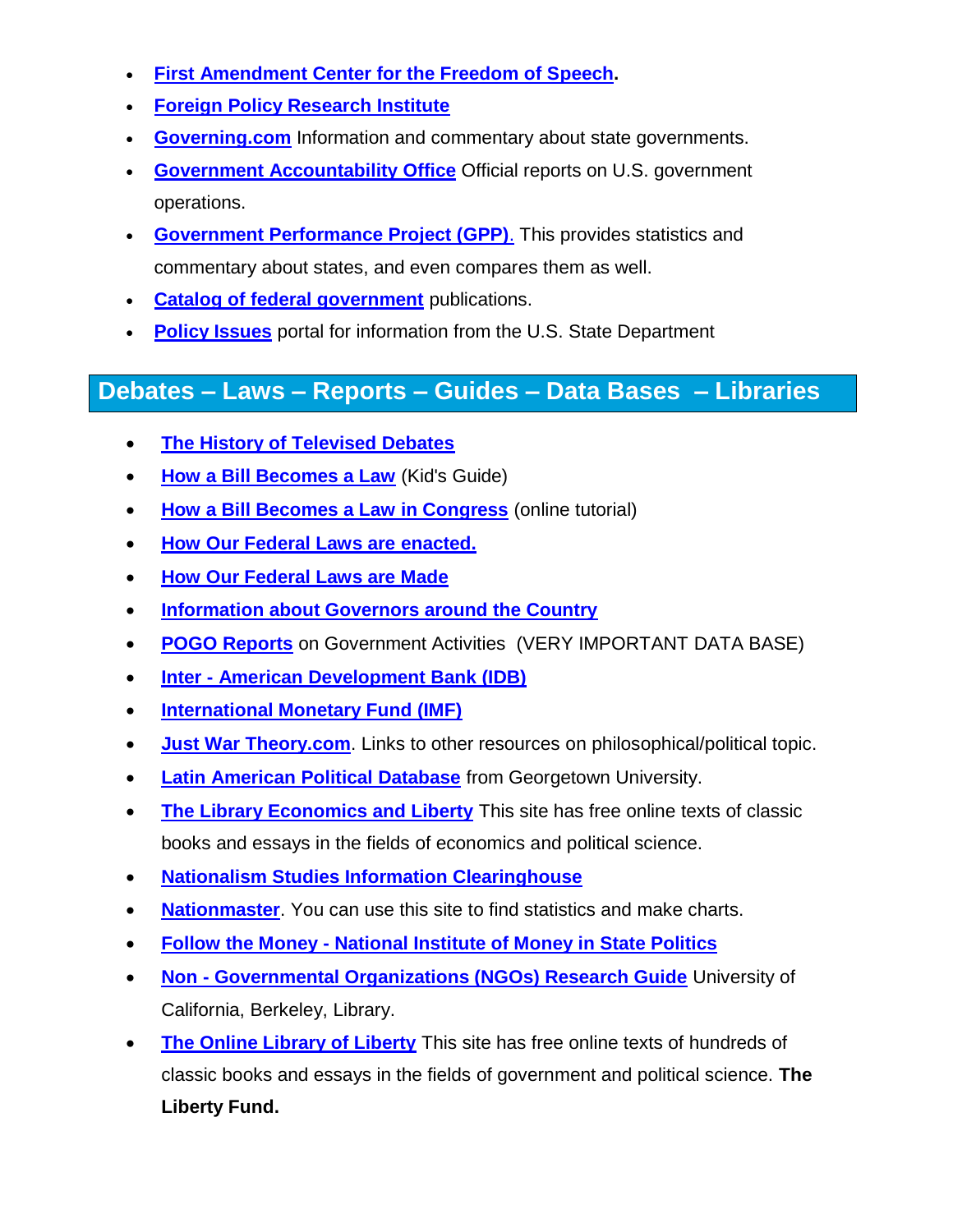- **First Amendment Center for the Freedom of Speech**.
- **Foreign Policy Research Institute**
- **Governing.com** Information and commentary about state governments.
- **Government Accountability Office** Official reports on U.S. government operations.
- **Government Performance Project (GPP)**. This provides statistics and commentary about states, and even compares them as well.
- **Catalog of federal government** publications.
- **Policy Issues** portal for information from the U.S. State Department

## Debates – Laws – Reports – Guides – Data Bases – Libraries

- **The History of Televised Debates**
- **How a Bill Becomes a Law** (Kid's Guide)
- **How a Bill Becomes a Law in Congress** (online tutorial)
- **How Our Federal Laws are enacted.**
- **How Our Federal Laws are Made**
- **Information about Governors around the Country**
- **POGO Reports** on Government Activities (VERY IMPORTANT DATA BASE)
- **Inter - American Development Bank (IDB)**
- **International Monetary Fund (IMF)**
- **Just War Theory.com**. Links to other resources on philosophical/political topic.
- **Latin American Political Database** from Georgetown University.
- **The Library Economics and Liberty** This site has free online texts of classic books and essays in the fields of economics and political science.
- **Nationalism Studies Information Clearinghouse**
- **Nationmaster**. You can use this site to find statistics and make charts.
- **Follow the Money - National Institute of Money in State Politics**
- **Non - Governmental Organizations (NGOs) Research Guide** University of California, Berkeley, Library.
- **The Online Library of Liberty** This site has free online texts of hundreds of classic books and essays in the fields of government and political science. **The Liberty Fund.**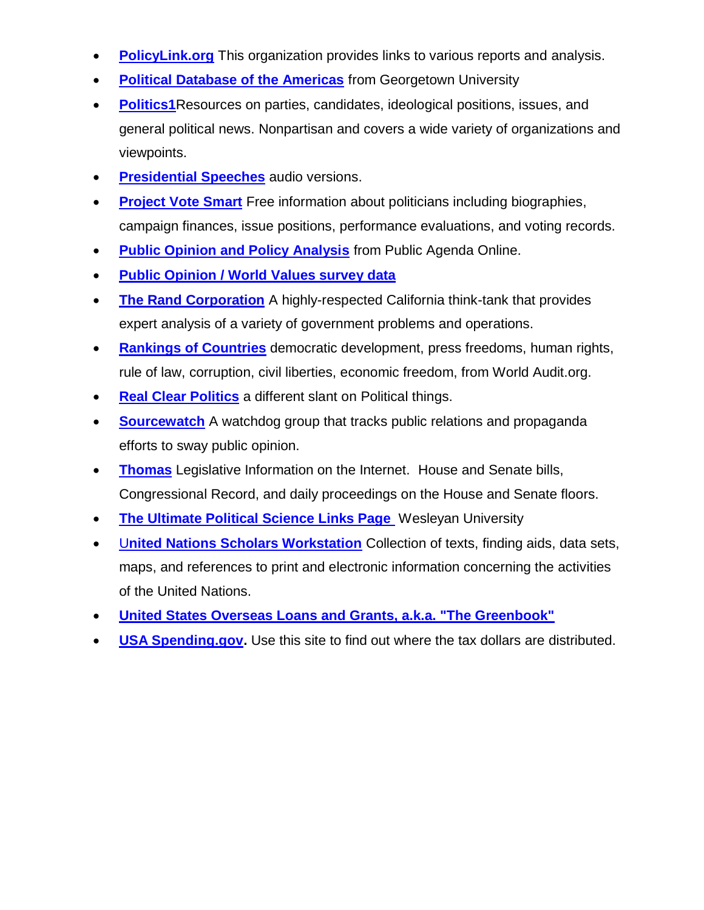- **PolicyLink.org** This organization provides links to various reports and analysis.
- **Political Database of the Americas** from Georgetown University
- **Politics1**Resources on parties, candidates, ideological positions, issues, and general political news. Nonpartisan and covers a wide variety of organizations and viewpoints.
- **Presidential Speeches** audio versions.
- **Project Vote Smart** Free information about politicians including biographies, campaign finances, issue positions, performance evaluations, and voting records.
- **Public Opinion and Policy Analysis** from Public Agenda Online.
- **Public Opinion / World Values survey data**
- **The Rand Corporation** A highly-respected California think-tank that provides expert analysis of a variety of government problems and operations.
- **Rankings of Countries** democratic development, press freedoms, human rights, rule of law, corruption, civil liberties, economic freedom, from World Audit.org.
- **Real Clear Politics** a different slant on Political things.
- **Sourcewatch** A watchdog group that tracks public relations and propaganda efforts to sway public opinion.
- **Thomas** Legislative Information on the Internet. House and Senate bills, Congressional Record, and daily proceedings on the House and Senate floors.
- **The Ultimate Political Science Links Page** Wesleyan University
- **United Nations Scholars Workstation** Collection of texts, finding aids, data sets, maps, and references to print and electronic information concerning the activities of the United Nations.
- **United States Overseas Loans and Grants, a.k.a. "The Greenbook"**
- **USA Spending.gov.** Use this site to find out where the tax dollars are distributed.